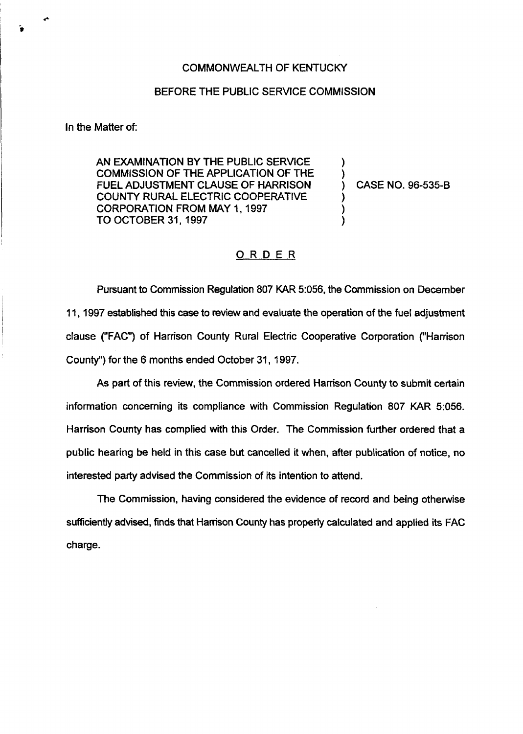COMMONWEALTH OF KENTUCKY

BEFORE THE PUBLIC SERVICE COMMISSION

In the Matter of:

AN EXAMINATION BY THE PUBLIC SERVICE COMMISSION OF THE APPLICATION OF THE FUEL ADJUSTMENT CLAUSE OF HARRISON COUNTY RURAL ELECTRIC COOPERATIVE CORPORATION FROM MAY 1, 1997 TO OCTOBER 31, 1997 ) CASE NO. 96-535-B

## ORDER

Pursuant to Commission Regulation 807 KAR 5:056, the Commission on December 11, 1997 established this case to review and evaluate the operation of the fuel adjustment clause ("FAC") of Harrison County Rural Electric Cooperative Corporation ("Harrison County") for the 6 months ended October 31, 1997.

As part of this review, the Commission ordered Harrison County to submit certain information concerning its compliance with Commission Regulation 807 KAR 5:056. Harrison County has complied with this Order. The Commission further ordered that a public hearing be held in this case but cancelled it when, after publication of notice, no interested party advised the Commission of its intention to attend.

The Commission, having considered the evidence of record and being otherwise sufficiently advised, finds that Harrison County has properly calculated and applied its FAC charge.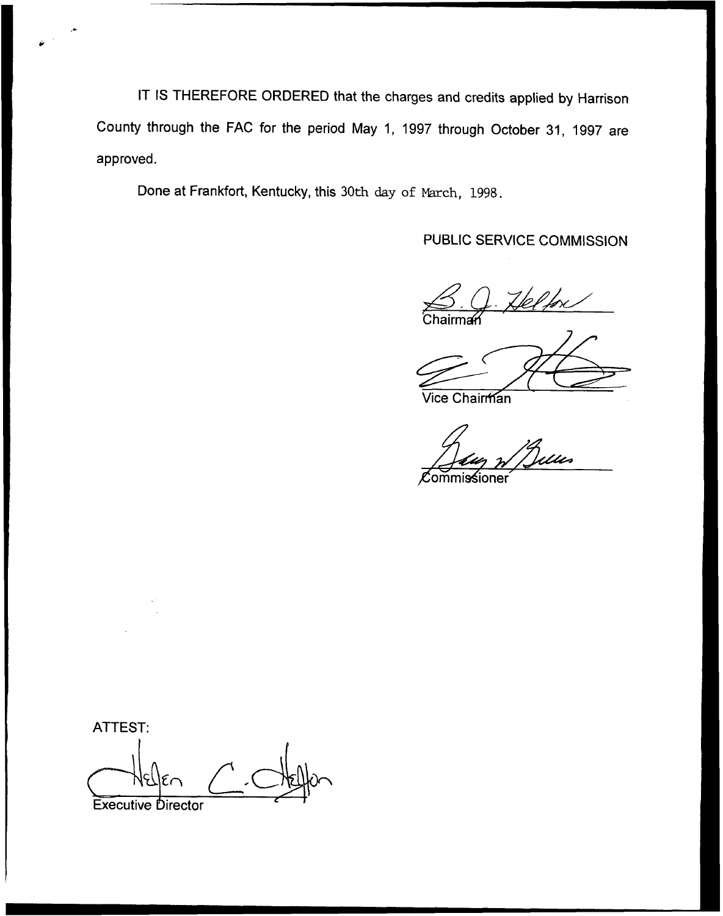IT IS THEREFORE ORDERED that the charges and credits applied by Harrison County through the FAC for the period May 1, 1997 through October 31, 1997 are approved.

Done at Frankfort, Kentucky, this 30th day of March, 1998.

PUBLIC SERVICE COMMISSION

Chairman

Vice Chairman

Commissioner

ATTEST:

Executive Director